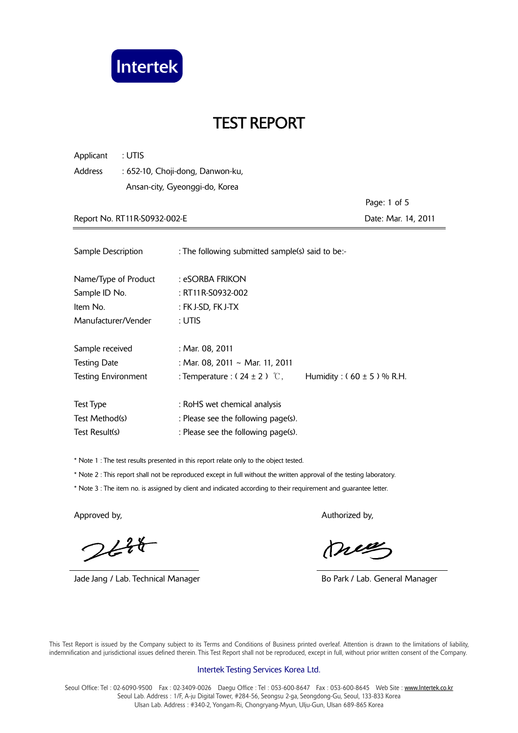Intertek

# TEST REPORT

Applicant : UTIS

Address : 652-10, Choji-dong, Danwon-ku, Ansan-city, Gyeonggi-do, Korea

Report No. RT11R-S0932-002-E

Date: Mar. 14, 2011

| | |
|---|---|
| Sample Description | : The following submitted sample(s) said to be:- |
| Name/Type of Product | : eSORBA FRIKON |
| Sample ID No. | : RT11R-S0932-002 |
| Item No. | : FK J-SD, FK J-TX |
| Manufacturer/Vender | : UTIS |
| Sample received | : Mar. 08, 2011 |
| Testing Date | : Mar. 08, 2011 ~ Mar. 11, 2011 |
| Testing Environment | : Temperature : ( 24 ± 2 ) ℃, Humidity : ( 60 ± 5 ) % R.H. |
| Test Type | : RoHS wet chemical analysis |
| Test Method(s) | : Please see the following page(s). |
| Test Result(s) | : Please see the following page(s). |

* Note 1 : The test results presented in this report relate only to the object tested.

* Note 2 : This report shall not be reproduced except in full without the written approval of the testing laboratory.

* Note 3 : The item no. is assigned by client and indicated according to their requirement and guarantee letter.

Approved by,

Jade Jang / Lab. Technical Manager

Authorized by,

Bo Park / Lab. General Manager

This Test Report is issued by the Company subject to its Terms and Conditions of Business printed overleaf. Attention is drawn to the limitations of liability, indemnification and jurisdictional issues defined therein. This Test Report shall not be reproduced, except in full, without prior written consent of the Company.

Intertek Testing Services Korea Ltd.

Seoul Office: Tel : 02-6090-9500 Fax : 02-3409-0026 Daegu Office : Tel : 053-600-8647 Fax : 053-600-8645 Web Site : www.Intertek.co.kr
Seoul Lab. Address : 1/F, A-ju Digital Tower, #284-56, Seongsu 2-ga, Seongdong-Gu, Seoul, 133-833 Korea
Ulsan Lab. Address : #340-2, Yongam-Ri, Chongryang-Myun, Ulju-Gun, Ulsan 689-865 Korea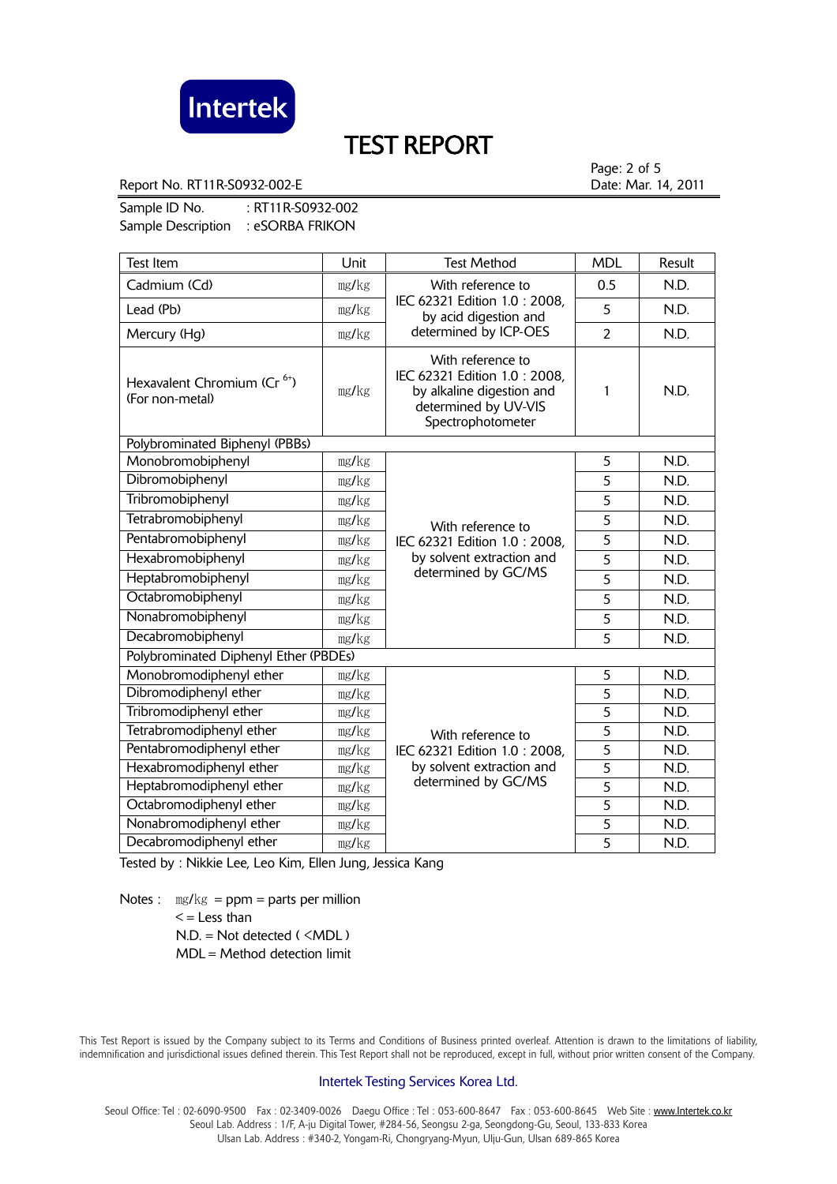Intertek

# TEST REPORT

Report No. RT11R-S0932-002-E

Date: Mar. 14, 2011

Sample ID No. : RT11R-S0932-002
Sample Description : eSORBA FRIKON

| Test Item | Unit | Test Method | MDL | Result |
|---|---|---|---|---|
| Cadmium (Cd) | mg/kg | With reference to IEC 62321 Edition 1.0 : 2008, by acid digestion and determined by ICP-OES | 0.5 | N.D. |
| Lead (Pb) | mg/kg | | 5 | N.D. |
| Mercury (Hg) | mg/kg | | 2 | N.D. |
| Hexavalent Chromium ($Cr^{6+}$) (For non-metal) | mg/kg | With reference to IEC 62321 Edition 1.0 : 2008, by alkaline digestion and determined by UV-VIS Spectrophotometer | 1 | N.D. |
| Polybrominated Biphenyl (PBBs) | | | | |
| Monobromobiphenyl | mg/kg | With reference to IEC 62321 Edition 1.0 : 2008, by solvent extraction and determined by GC/MS | 5 | N.D. |
| Dibromobiphenyl | mg/kg | | 5 | N.D. |
| Tribromobiphenyl | mg/kg | | 5 | N.D. |
| Tetrabromobiphenyl | mg/kg | | 5 | N.D. |
| Pentabromobiphenyl | mg/kg | | 5 | N.D. |
| Hexabromobiphenyl | mg/kg | | 5 | N.D. |
| Heptabromobiphenyl | mg/kg | | 5 | N.D. |
| Octabromobiphenyl | mg/kg | | 5 | N.D. |
| Nonabromobiphenyl | mg/kg | | 5 | N.D. |
| Decabromobiphenyl | mg/kg | | 5 | N.D. |
| Polybrominated Diphenyl Ether (PBDEs) | | | | |
| Monobromodiphenyl ether | mg/kg | With reference to IEC 62321 Edition 1.0 : 2008, by solvent extraction and determined by GC/MS | 5 | N.D. |
| Dibromodiphenyl ether | mg/kg | | 5 | N.D. |
| Tribromodiphenyl ether | mg/kg | | 5 | N.D. |
| Tetrabromodiphenyl ether | mg/kg | | 5 | N.D. |
| Pentabromodiphenyl ether | mg/kg | | 5 | N.D. |
| Hexabromodiphenyl ether | mg/kg | | 5 | N.D. |
| Heptabromodiphenyl ether | mg/kg | | 5 | N.D. |
| Octabromodiphenyl ether | mg/kg | | 5 | N.D. |
| Nonabromodiphenyl ether | mg/kg | | 5 | N.D. |
| Decabromodiphenyl ether | mg/kg | | 5 | N.D. |

Tested by : Nikkie Lee, Leo Kim, Ellen Jung, Jessica Kang

Notes :
mg/kg = ppm = parts per million
< = Less than
N.D. = Not detected ( <MDL )
MDL = Method detection limit

This Test Report is issued by the Company subject to its Terms and Conditions of Business printed overleaf. Attention is drawn to the limitations of liability, indemnification and jurisdictional issues defined therein. This Test Report shall not be reproduced, except in full, without prior written consent of the Company.

Intertek Testing Services Korea Ltd.

Seoul Office: Tel : 02-6090-9500 Fax : 02-3409-0026 Daegu Office : Tel : 053-600-8647 Fax : 053-600-8645 Web Site : www.Intertek.co.kr
Seoul Lab. Address : 1/F, A-ju Digital Tower, #284-56, Seongsu 2-ga, Seongdong-Gu, Seoul, 133-833 Korea
Ulsan Lab. Address : #340-2, Yongam-Ri, Chongryang-Myun, Ulju-Gun, Ulsan 689-865 Korea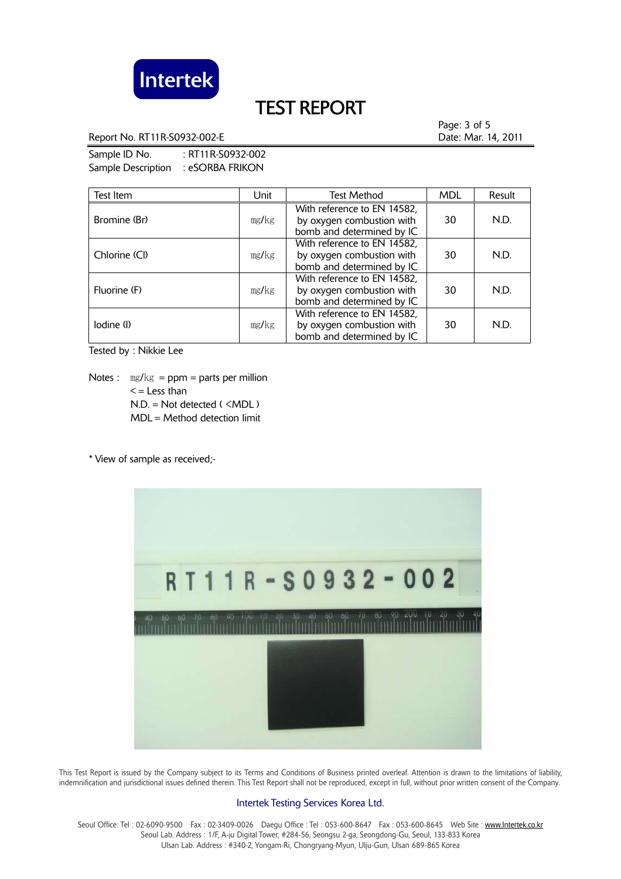# TEST REPORT

Report No. RT11R-S0932-002-E

Date: Mar. 14, 2011

Sample ID No. : RT11R-S0932-002
Sample Description : eSORBA FRIKON

| Test Item | Unit | Test Method | MDL | Result |
|---|---|---|---|---|
| Bromine (Br) | mg/kg | With reference to EN 14582, by oxygen combustion with bomb and determined by IC | 30 | N.D. |
| Chlorine (Cl) | mg/kg | With reference to EN 14582, by oxygen combustion with bomb and determined by IC | 30 | N.D. |
| Fluorine (F) | mg/kg | With reference to EN 14582, by oxygen combustion with bomb and determined by IC | 30 | N.D. |
| Iodine (I) | mg/kg | With reference to EN 14582, by oxygen combustion with bomb and determined by IC | 30 | N.D. |

Tested by : Nikkie Lee

Notes : mg/kg = ppm = parts per million
< = Less than
N.D. = Not detected ( <MDL )
MDL = Method detection limit

* View of sample as received;-

This Test Report is issued by the Company subject to its Terms and Conditions of Business printed overleaf. Attention is drawn to the limitations of liability, indemnification and jurisdictional issues defined therein. This Test Report shall not be reproduced, except in full, without prior written consent of the Company.

Intertek Testing Services Korea Ltd.

Seoul Office: Tel : 02-6090-9500 Fax : 02-3409-0026 Daegu Office : Tel : 053-600-8647 Fax : 053-600-8645 Web Site : www.Intertek.co.kr
Seoul Lab. Address : 1/F, A-ju Digital Tower, #284-56, Seongsu 2-ga, Seongdong-Gu, Seoul, 133-833 Korea
Ulsan Lab. Address : #340-2, Yongam-Ri, Chongryang-Myun, Ulju-Gun, Ulsan 689-865 Korea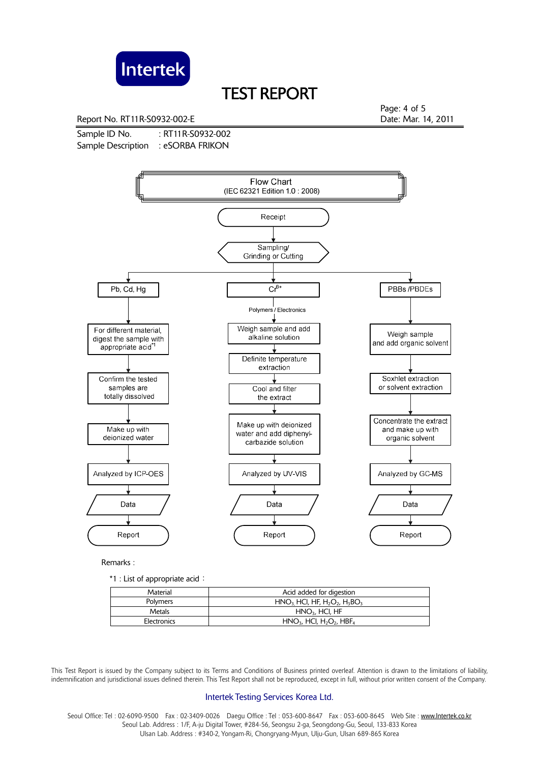# TEST REPORT

Report No. RT11R-S0932-002-E

Date: Mar. 14, 2011

Sample ID No. : RT11R-S0932-002

Sample Description : eSORBA FRIKON

## Flow Chart
(IEC 62321 Edition 1.0 : 2008)

Receipt → Sampling/ Grinding or Cutting

**Pb, Cd, Hg**
1. For different material, digest the sample with appropriate acid*1
2. Confirm the tested samples are totally dissolved
3. Make up with deionized water
4. Analyzed by ICP-OES
5. Data
6. Report

**$Cr^{6+}$**

Polymers / Electronics

1. Weigh sample and add alkaline solution
2. Definite temperature extraction
3. Cool and filter the extract
4. Make up with deionized water and add diphenyl-carbazide solution
5. Analyzed by UV-VIS
6. Data
7. Report

**PBBs /PBDEs**
1. Weigh sample and add organic solvent
2. Soxhlet extraction or solvent extraction
3. Concentrate the extract and make up with organic solvent
4. Analyzed by GC-MS
5. Data
6. Report

Remarks :

*1 : List of appropriate acid :

| Material | Acid added for digestion |
|---|---|
| Polymers | $HNO_3$, HCl, HF, $H_2O_2$, $H_3BO_3$ |
| Metals | $HNO_3$, HCl, HF |
| Electronics | $HNO_3$, HCl, $H_2O_2$, $HBF_4$ |

This Test Report is issued by the Company subject to its Terms and Conditions of Business printed overleaf. Attention is drawn to the limitations of liability, indemnification and jurisdictional issues defined therein. This Test Report shall not be reproduced, except in full, without prior written consent of the Company.

Intertek Testing Services Korea Ltd.

Seoul Office: Tel : 02-6090-9500 Fax : 02-3409-0026 Daegu Office : Tel : 053-600-8647 Fax : 053-600-8645 Web Site : www.Intertek.co.kr
Seoul Lab. Address : 1/F, A-ju Digital Tower, #284-56, Seongsu 2-ga, Seongdong-Gu, Seoul, 133-833 Korea
Ulsan Lab. Address : #340-2, Yongam-Ri, Chongryang-Myun, Ulju-Gun, Ulsan 689-865 Korea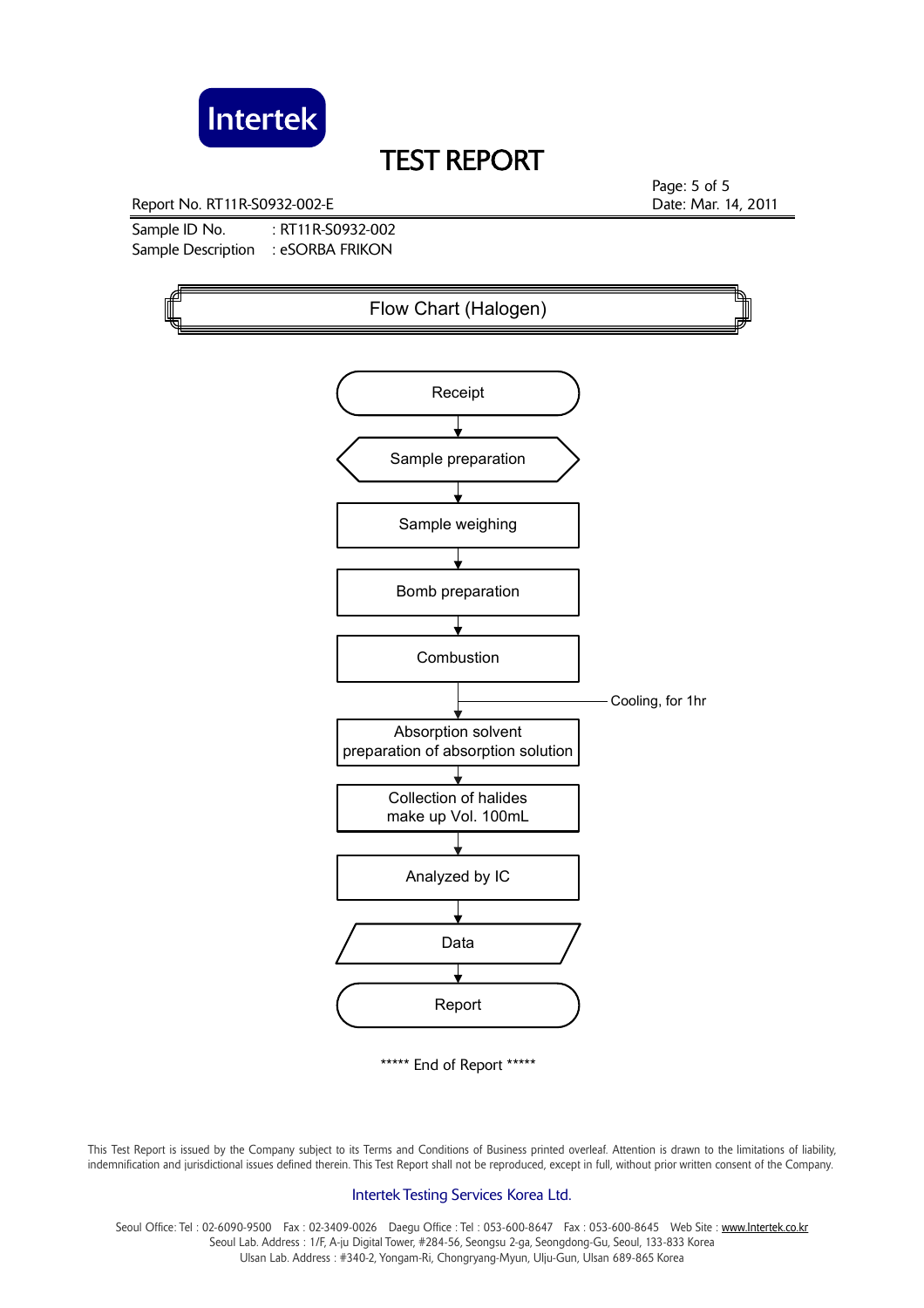# TEST REPORT

Report No. RT11R-S0932-002-E

Date: Mar. 14, 2011

Sample ID No. : RT11R-S0932-002

Sample Description : eSORBA FRIKON

## Flow Chart (Halogen)

Receipt

Sample preparation

Sample weighing

Bomb preparation

Combustion

Cooling, for 1hr

Absorption solvent preparation of absorption solution

Collection of halides make up Vol. 100mL

Analyzed by IC

Data

Report

***** End of Report *****

This Test Report is issued by the Company subject to its Terms and Conditions of Business printed overleaf. Attention is drawn to the limitations of liability, indemnification and jurisdictional issues defined therein. This Test Report shall not be reproduced, except in full, without prior written consent of the Company.

Intertek Testing Services Korea Ltd.

Seoul Office: Tel : 02-6090-9500 Fax : 02-3409-0026 Daegu Office : Tel : 053-600-8647 Fax : 053-600-8645 Web Site : www.Intertek.co.kr
Seoul Lab. Address : 1/F, A-ju Digital Tower, #284-56, Seongsu 2-ga, Seongdong-Gu, Seoul, 133-833 Korea
Ulsan Lab. Address : #340-2, Yongam-Ri, Chongryang-Myun, Ulju-Gun, Ulsan 689-865 Korea